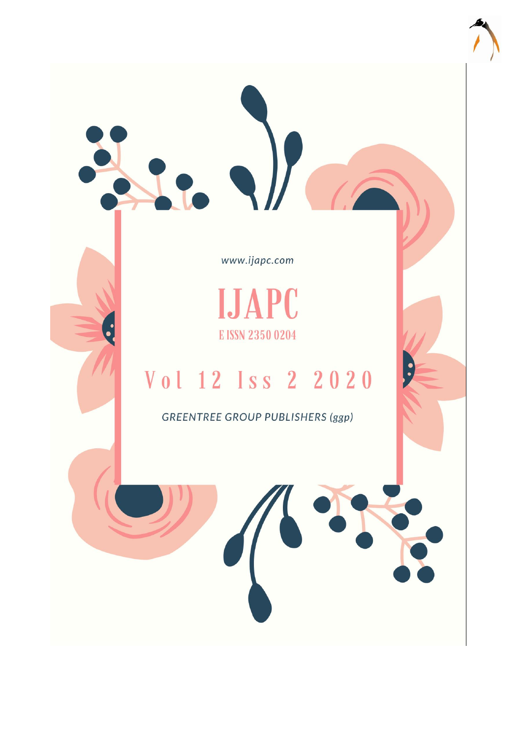www.ijapc.com

# IJAPC

E ISSN 2350 0204

## Vol 12 Iss 2 2020

*GREENTREE GROUP PUBLISHERS (ggp)*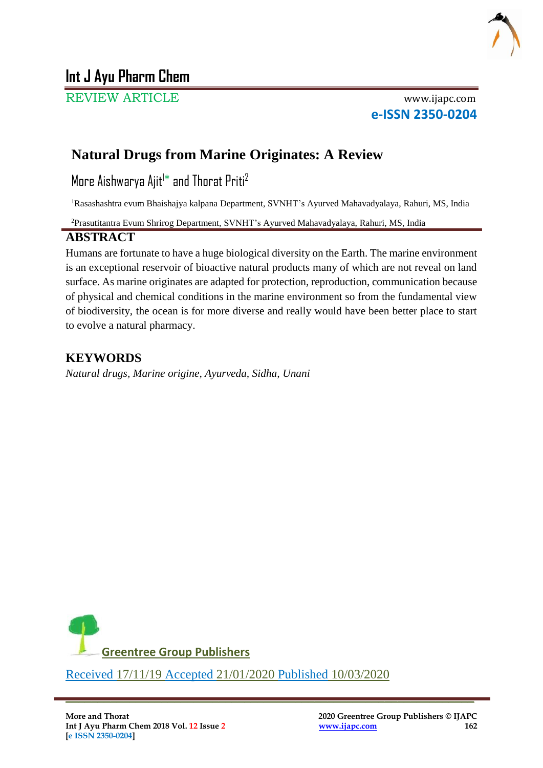# Int J Ayu Pharm Chem

REVIEW ARTICLE

www.ijapc.com

**e-ISSN 2350-0204**

## Natural Drugs from Marine Originates: A Review

More Aishwarya Ajit[1]* and Thorat Priti[2]

[1]Rasashashtra evum Bhaishajya kalpana Department, SVNHT's Ayurved Mahavadyalaya, Rahuri, MS, India

[2]Prasutitantra Evum Shrirog Department, SVNHT's Ayurved Mahavadyalaya, Rahuri, MS, India

## ABSTRACT

Humans are fortunate to have a huge biological diversity on the Earth. The marine environment is an exceptional reservoir of bioactive natural products many of which are not reveal on land surface. As marine originates are adapted for protection, reproduction, communication because of physical and chemical conditions in the marine environment so from the fundamental view of biodiversity, the ocean is for more diverse and really would have been better place to start to evolve a natural pharmacy.

## KEYWORDS

*Natural drugs, Marine origine, Ayurveda, Sidha, Unani*

Greentree Group Publishers

Received 17/11/19 Accepted 21/01/2020 Published 10/03/2020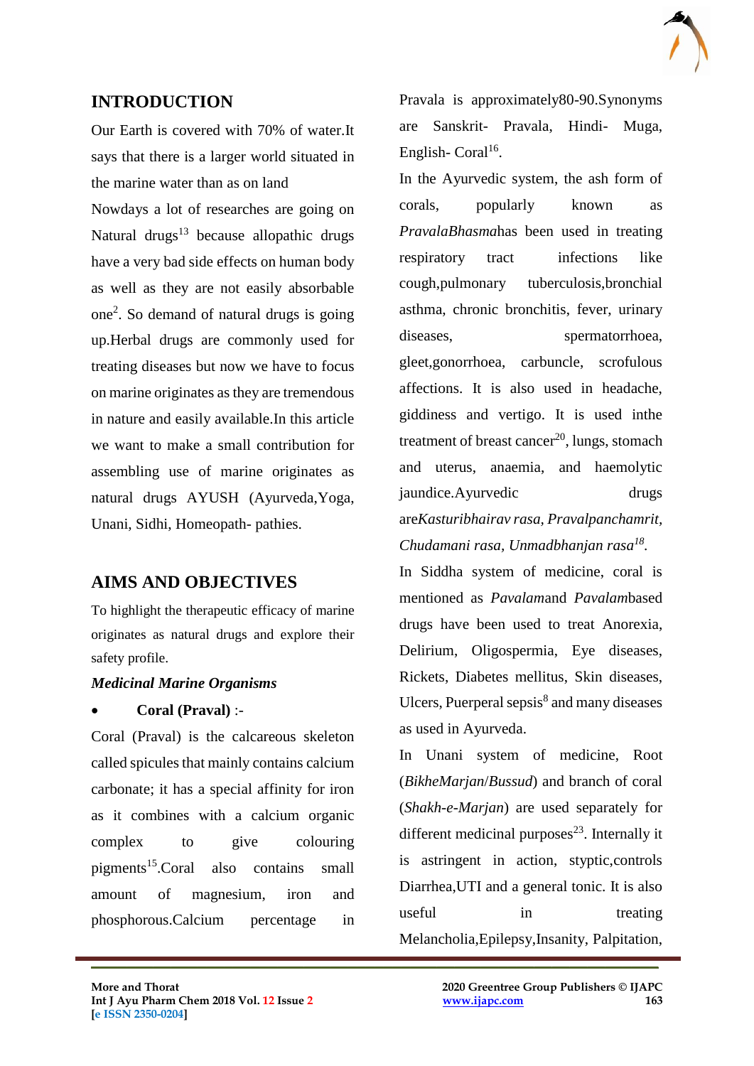## INTRODUCTION

Our Earth is covered with 70% of water.It says that there is a larger world situated in the marine water than as on land

Nowdays a lot of researches are going on Natural drugs[13] because allopathic drugs have a very bad side effects on human body as well as they are not easily absorbable one[2]. So demand of natural drugs is going up.Herbal drugs are commonly used for treating diseases but now we have to focus on marine originates as they are tremendous in nature and easily available.In this article we want to make a small contribution for assembling use of marine originates as natural drugs AYUSH (Ayurveda,Yoga, Unani, Sidhi, Homeopath- pathies.

## AIMS AND OBJECTIVES

To highlight the therapeutic efficacy of marine originates as natural drugs and explore their safety profile.

***Medicinal Marine Organisms***

- **Coral (Praval)** :-

Coral (Praval) is the calcareous skeleton called spicules that mainly contains calcium carbonate; it has a special affinity for iron as it combines with a calcium organic complex to give colouring pigments[15].Coral also contains small amount of magnesium, iron and phosphorous.Calcium percentage in Pravala is approximately80-90.Synonyms are Sanskrit- Pravala, Hindi- Muga, English- Coral[16].

In the Ayurvedic system, the ash form of corals, popularly known as *PravalaBhasma*has been used in treating respiratory tract infections like cough,pulmonary tuberculosis,bronchial asthma, chronic bronchitis, fever, urinary diseases, spermatorrhoea, gleet,gonorrhoea, carbuncle, scrofulous affections. It is also used in headache, giddiness and vertigo. It is used inthe treatment of breast cancer[20], lungs, stomach and uterus, anaemia, and haemolytic jaundice.Ayurvedic drugs are*Kasturibhairav rasa, Pravalpanchamrit, Chudamani rasa, Unmadbhanjan rasa*[18].

In Siddha system of medicine, coral is mentioned as *Pavalam*and *Pavalam*based drugs have been used to treat Anorexia, Delirium, Oligospermia, Eye diseases, Rickets, Diabetes mellitus, Skin diseases, Ulcers, Puerperal sepsis[8] and many diseases as used in Ayurveda.

In Unani system of medicine, Root (*BikheMarjan*/*Bussud*) and branch of coral (*Shakh-e-Marjan*) are used separately for different medicinal purposes[23]. Internally it is astringent in action, styptic,controls Diarrhea,UTI and a general tonic. It is also useful in treating Melancholia,Epilepsy,Insanity, Palpitation,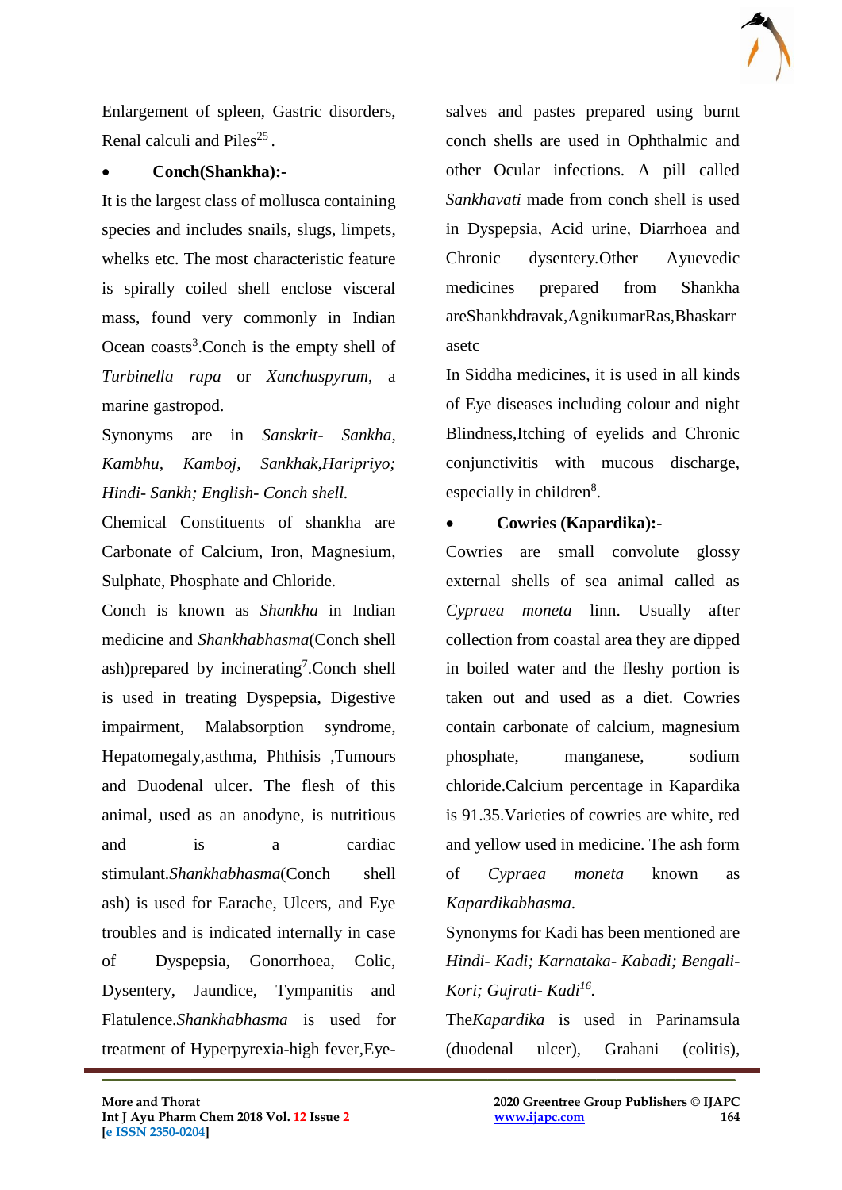Enlargement of spleen, Gastric disorders, Renal calculi and Piles[25].

- **Conch(Shankha):-**

It is the largest class of mollusca containing species and includes snails, slugs, limpets, whelks etc. The most characteristic feature is spirally coiled shell enclose visceral mass, found very commonly in Indian Ocean coasts[3].Conch is the empty shell of *Turbinella rapa* or *Xanchuspyrum*, a marine gastropod.

Synonyms are in *Sanskrit- Sankha, Kambhu, Kamboj, Sankhak,Haripriyo; Hindi- Sankh; English- Conch shell.*

Chemical Constituents of shankha are Carbonate of Calcium, Iron, Magnesium, Sulphate, Phosphate and Chloride.

Conch is known as *Shankha* in Indian medicine and *Shankhabhasma*(Conch shell ash)prepared by incinerating[7].Conch shell is used in treating Dyspepsia, Digestive impairment, Malabsorption syndrome, Hepatomegaly,asthma, Phthisis ,Tumours and Duodenal ulcer. The flesh of this animal, used as an anodyne, is nutritious and is a cardiac stimulant.*Shankhabhasma*(Conch shell ash) is used for Earache, Ulcers, and Eye troubles and is indicated internally in case of Dyspepsia, Gonorrhoea, Colic, Dysentery, Jaundice, Tympanitis and Flatulence.*Shankhabhasma* is used for treatment of Hyperpyrexia-high fever,Eye-salves and pastes prepared using burnt conch shells are used in Ophthalmic and other Ocular infections. A pill called *Sankhavati* made from conch shell is used in Dyspepsia, Acid urine, Diarrhoea and Chronic dysentery.Other Ayuevedic medicines prepared from Shankha areShankhdravak,AgnikumarRas,Bhaskarrasetc

In Siddha medicines, it is used in all kinds of Eye diseases including colour and night Blindness,Itching of eyelids and Chronic conjunctivitis with mucous discharge, especially in children[8].

- **Cowries (Kapardika):-**

Cowries are small convolute glossy external shells of sea animal called as *Cypraea moneta* linn. Usually after collection from coastal area they are dipped in boiled water and the fleshy portion is taken out and used as a diet. Cowries contain carbonate of calcium, magnesium phosphate, manganese, sodium chloride.Calcium percentage in Kapardika is 91.35.Varieties of cowries are white, red and yellow used in medicine. The ash form of *Cypraea moneta* known as *Kapardikabhasma*.

Synonyms for Kadi has been mentioned are *Hindi- Kadi; Karnataka- Kabadi; Bengali- Kori; Gujrati- Kadi*[16].

The*Kapardika* is used in Parinamsula (duodenal ulcer), Grahani (colitis),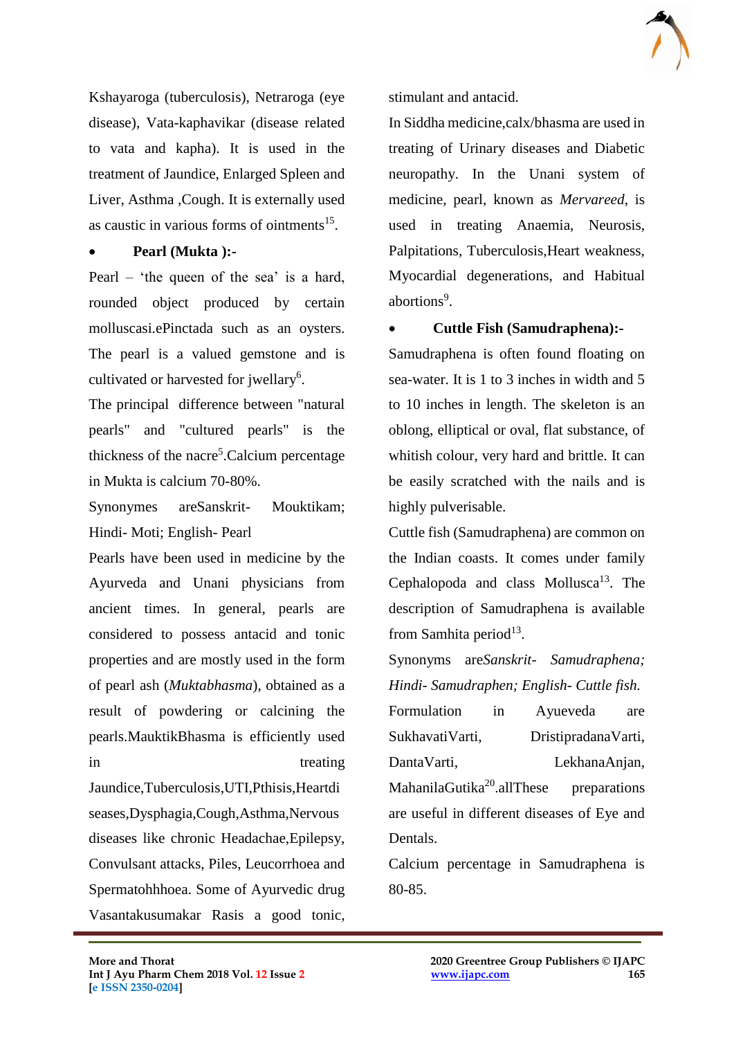Kshayaroga (tuberculosis), Netraroga (eye disease), Vata-kaphavikar (disease related to vata and kapha). It is used in the treatment of Jaundice, Enlarged Spleen and Liver, Asthma ,Cough. It is externally used as caustic in various forms of ointments[15].

- **Pearl (Mukta ):-**

Pearl – 'the queen of the sea' is a hard, rounded object produced by certain molluscasi.ePinctada such as an oysters. The pearl is a valued gemstone and is cultivated or harvested for jwellary[6].

The principal difference between "natural pearls" and "cultured pearls" is the thickness of the nacre[5].Calcium percentage in Mukta is calcium 70-80%.

Synonymes areSanskrit- Mouktikam; Hindi- Moti; English- Pearl

Pearls have been used in medicine by the Ayurveda and Unani physicians from ancient times. In general, pearls are considered to possess antacid and tonic properties and are mostly used in the form of pearl ash (*Muktabhasma*), obtained as a result of powdering or calcining the pearls.MauktikBhasma is efficiently used in treating Jaundice,Tuberculosis,UTI,Pthisis,Heartdiseases,Dysphagia,Cough,Asthma,Nervous diseases like chronic Headachae,Epilepsy, Convulsant attacks, Piles, Leucorrhoea and Spermatohhhoea. Some of Ayurvedic drug Vasantakusumakar Rasis a good tonic, stimulant and antacid.

In Siddha medicine,calx/bhasma are used in treating of Urinary diseases and Diabetic neuropathy. In the Unani system of medicine, pearl, known as *Mervareed*, is used in treating Anaemia, Neurosis, Palpitations, Tuberculosis,Heart weakness, Myocardial degenerations, and Habitual abortions[9].

- **Cuttle Fish (Samudraphena):-**

Samudraphena is often found floating on sea-water. It is 1 to 3 inches in width and 5 to 10 inches in length. The skeleton is an oblong, elliptical or oval, flat substance, of whitish colour, very hard and brittle. It can be easily scratched with the nails and is highly pulverisable.

Cuttle fish (Samudraphena) are common on the Indian coasts. It comes under family Cephalopoda and class Mollusca[13]. The description of Samudraphena is available from Samhita period[13].

Synonyms are*Sanskrit- Samudraphena; Hindi- Samudraphen; English- Cuttle fish.*

Formulation in Ayueveda are SukhavatiVarti, DristipradanaVarti, DantaVarti, LekhanaAnjan, MahanilaGutika[20].allThese preparations are useful in different diseases of Eye and Dentals.

Calcium percentage in Samudraphena is 80-85.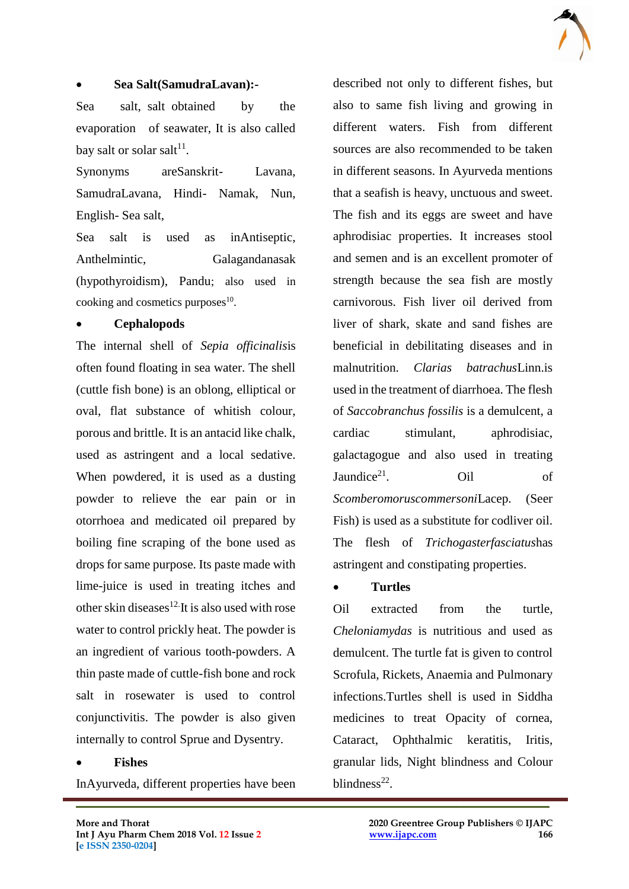- **Sea Salt(SamudraLavan):-**

Sea salt, salt obtained by the evaporation of seawater, It is also called bay salt or solar salt[11].

Synonyms areSanskrit- Lavana, SamudraLavana, Hindi- Namak, Nun, English- Sea salt,

Sea salt is used as inAntiseptic, Anthelmintic, Galagandanasak (hypothyroidism), Pandu; also used in cooking and cosmetics purposes[10].

- **Cephalopods**

The internal shell of *Sepia officinalis*is often found floating in sea water. The shell (cuttle fish bone) is an oblong, elliptical or oval, flat substance of whitish colour, porous and brittle. It is an antacid like chalk, used as astringent and a local sedative. When powdered, it is used as a dusting powder to relieve the ear pain or in otorrhoea and medicated oil prepared by boiling fine scraping of the bone used as drops for same purpose. Its paste made with lime-juice is used in treating itches and other skin diseases[12].It is also used with rose water to control prickly heat. The powder is an ingredient of various tooth-powders. A thin paste made of cuttle-fish bone and rock salt in rosewater is used to control conjunctivitis. The powder is also given internally to control Sprue and Dysentry.

- **Fishes**

InAyurveda, different properties have been described not only to different fishes, but also to same fish living and growing in different waters. Fish from different sources are also recommended to be taken in different seasons. In Ayurveda mentions that a seafish is heavy, unctuous and sweet. The fish and its eggs are sweet and have aphrodisiac properties. It increases stool and semen and is an excellent promoter of strength because the sea fish are mostly carnivorous. Fish liver oil derived from liver of shark, skate and sand fishes are beneficial in debilitating diseases and in malnutrition. *Clarias batrachus*Linn.is used in the treatment of diarrhoea. The flesh of *Saccobranchus fossilis* is a demulcent, a cardiac stimulant, aphrodisiac, galactagogue and also used in treating Jaundice[21]. Oil of *Scomberomoruscommersoni*Lacep. (Seer Fish) is used as a substitute for codliver oil. The flesh of *Trichogasterfasciatus*has astringent and constipating properties.

- **Turtles**

Oil extracted from the turtle, *Cheloniamydas* is nutritious and used as demulcent. The turtle fat is given to control Scrofula, Rickets, Anaemia and Pulmonary infections.Turtles shell is used in Siddha medicines to treat Opacity of cornea, Cataract, Ophthalmic keratitis, Iritis, granular lids, Night blindness and Colour blindness[22].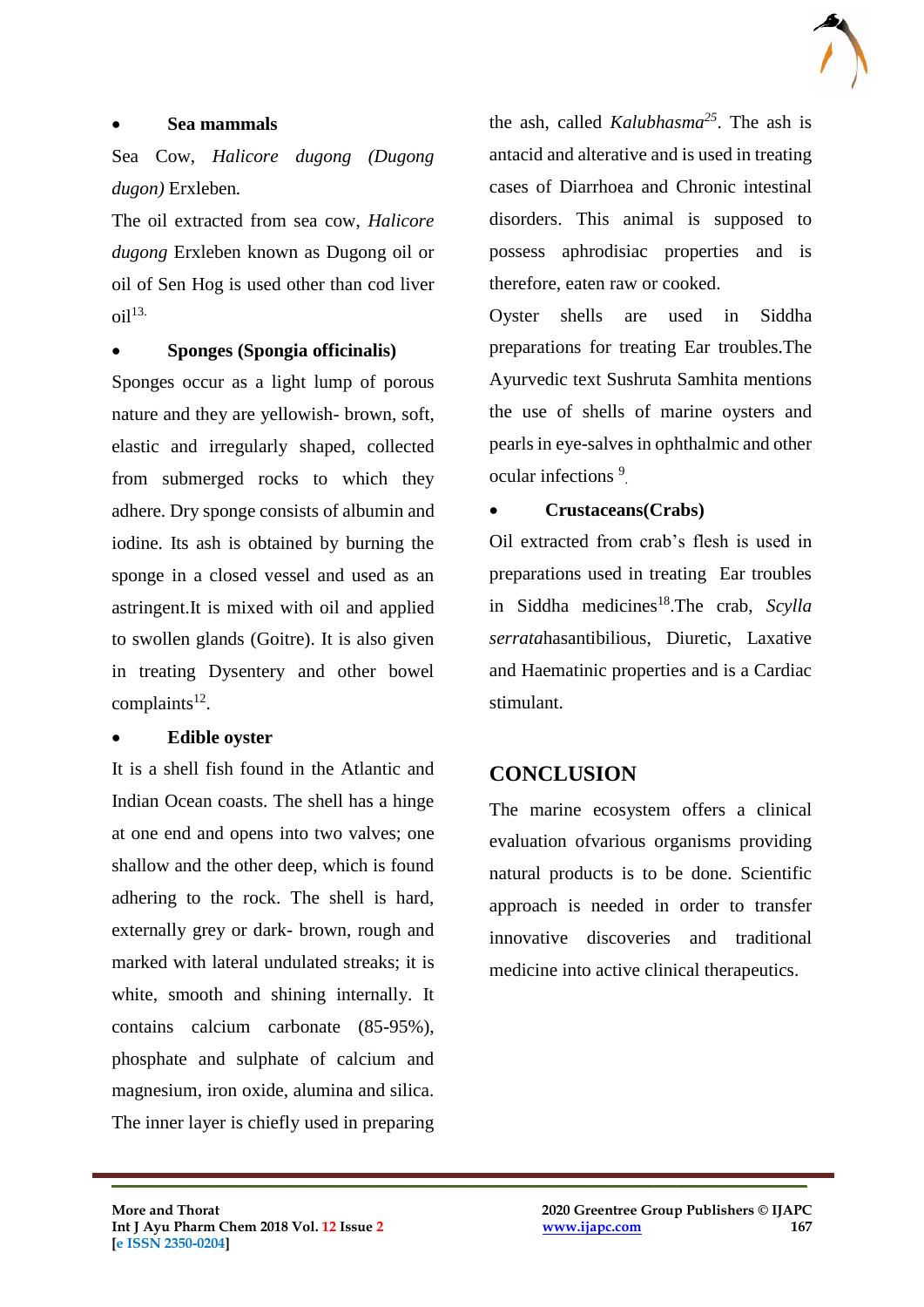- **Sea mammals**

Sea Cow, *Halicore dugong (Dugong dugon)* Erxleben.

The oil extracted from sea cow, *Halicore dugong* Erxleben known as Dugong oil or oil of Sen Hog is used other than cod liver oil[13].

- **Sponges (Spongia officinalis)**

Sponges occur as a light lump of porous nature and they are yellowish- brown, soft, elastic and irregularly shaped, collected from submerged rocks to which they adhere. Dry sponge consists of albumin and iodine. Its ash is obtained by burning the sponge in a closed vessel and used as an astringent.It is mixed with oil and applied to swollen glands (Goitre). It is also given in treating Dysentery and other bowel complaints[12].

- **Edible oyster**

It is a shell fish found in the Atlantic and Indian Ocean coasts. The shell has a hinge at one end and opens into two valves; one shallow and the other deep, which is found adhering to the rock. The shell is hard, externally grey or dark- brown, rough and marked with lateral undulated streaks; it is white, smooth and shining internally. It contains calcium carbonate (85-95%), phosphate and sulphate of calcium and magnesium, iron oxide, alumina and silica. The inner layer is chiefly used in preparing the ash, called *Kalubhasma*[25]. The ash is antacid and alterative and is used in treating cases of Diarrhoea and Chronic intestinal disorders. This animal is supposed to possess aphrodisiac properties and is therefore, eaten raw or cooked.

Oyster shells are used in Siddha preparations for treating Ear troubles.The Ayurvedic text Sushruta Samhita mentions the use of shells of marine oysters and pearls in eye-salves in ophthalmic and other ocular infections [9].

- **Crustaceans(Crabs)**

Oil extracted from crab's flesh is used in preparations used in treating Ear troubles in Siddha medicines[18].The crab, *Scylla serrata*hasantibilious, Diuretic, Laxative and Haematinic properties and is a Cardiac stimulant.

## CONCLUSION

The marine ecosystem offers a clinical evaluation ofvarious organisms providing natural products is to be done. Scientific approach is needed in order to transfer innovative discoveries and traditional medicine into active clinical therapeutics.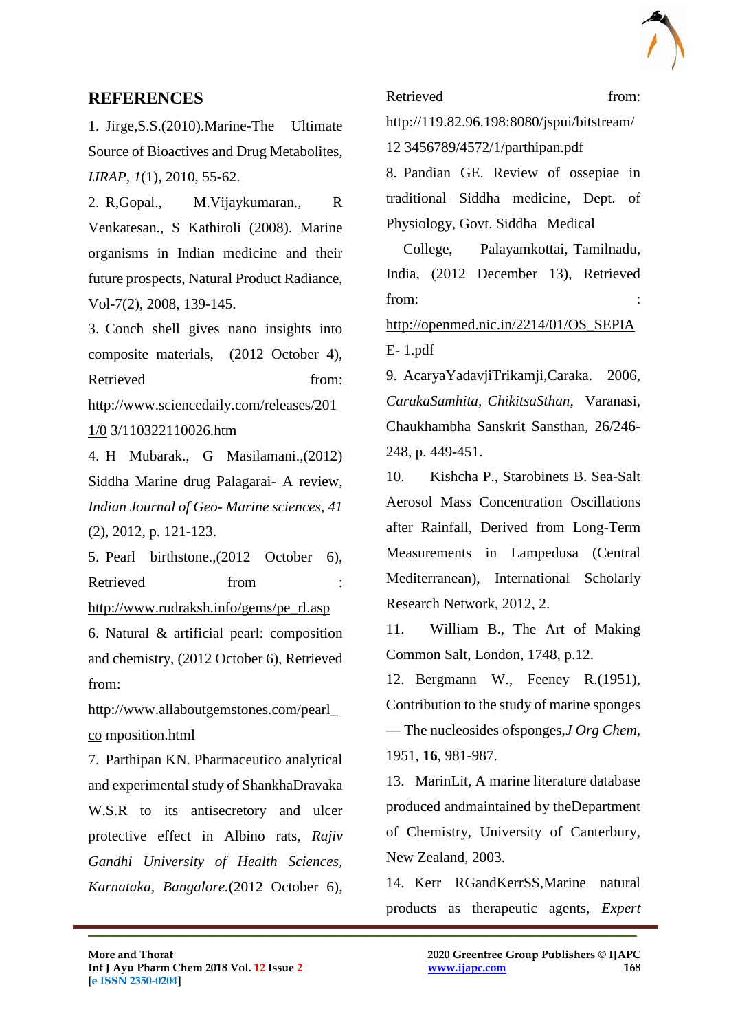## REFERENCES

1. Jirge,S.S.(2010).Marine-The Ultimate Source of Bioactives and Drug Metabolites, *IJRAP, 1*(1), 2010, 55-62.

2. R,Gopal., M.Vijaykumaran., R Venkatesan., S Kathiroli (2008). Marine organisms in Indian medicine and their future prospects, Natural Product Radiance, Vol-7(2), 2008, 139-145.

3. Conch shell gives nano insights into composite materials, (2012 October 4), Retrieved from: http://www.sciencedaily.com/releases/2011/0 3/110322110026.htm

4. H Mubarak., G Masilamani.,(2012) Siddha Marine drug Palagarai- A review, *Indian Journal of Geo- Marine sciences, 41* (2), 2012, p. 121-123.

5. Pearl birthstone.,(2012 October 6), Retrieved from : http://www.rudraksh.info/gems/pe_rl.asp

6. Natural & artificial pearl: composition and chemistry, (2012 October 6), Retrieved from: http://www.allaboutgemstones.com/pearl_co mposition.html

7. Parthipan KN. Pharmaceutico analytical and experimental study of ShankhaDravaka W.S.R to its antisecretory and ulcer protective effect in Albino rats, *Rajiv Gandhi University of Health Sciences, Karnataka, Bangalore.*(2012 October 6), Retrieved from: http://119.82.96.198:8080/jspui/bitstream/12 3456789/4572/1/parthipan.pdf

8. Pandian GE. Review of ossepiae in traditional Siddha medicine, Dept. of Physiology, Govt. Siddha Medical College, Palayamkottai, Tamilnadu, India, (2012 December 13), Retrieved from: http://openmed.nic.in/2214/01/OS_SEPIAE- 1.pdf

9. AcaryaYadavjiTrikamji,Caraka. 2006, *CarakaSamhita, ChikitsaSthan,* Varanasi, Chaukhambha Sanskrit Sansthan, 26/246-248, p. 449-451.

10. Kishcha P., Starobinets B. Sea-Salt Aerosol Mass Concentration Oscillations after Rainfall, Derived from Long-Term Measurements in Lampedusa (Central Mediterranean), International Scholarly Research Network, 2012, 2.

11. William B., The Art of Making Common Salt, London, 1748, p.12.

12. Bergmann W., Feeney R.(1951), Contribution to the study of marine sponges — The nucleosides ofsponges,*J Org Chem*, 1951, **16**, 981-987.

13. MarinLit, A marine literature database produced andmaintained by theDepartment of Chemistry, University of Canterbury, New Zealand, 2003.

14. Kerr RGandKerrSS,Marine natural products as therapeutic agents, *Expert*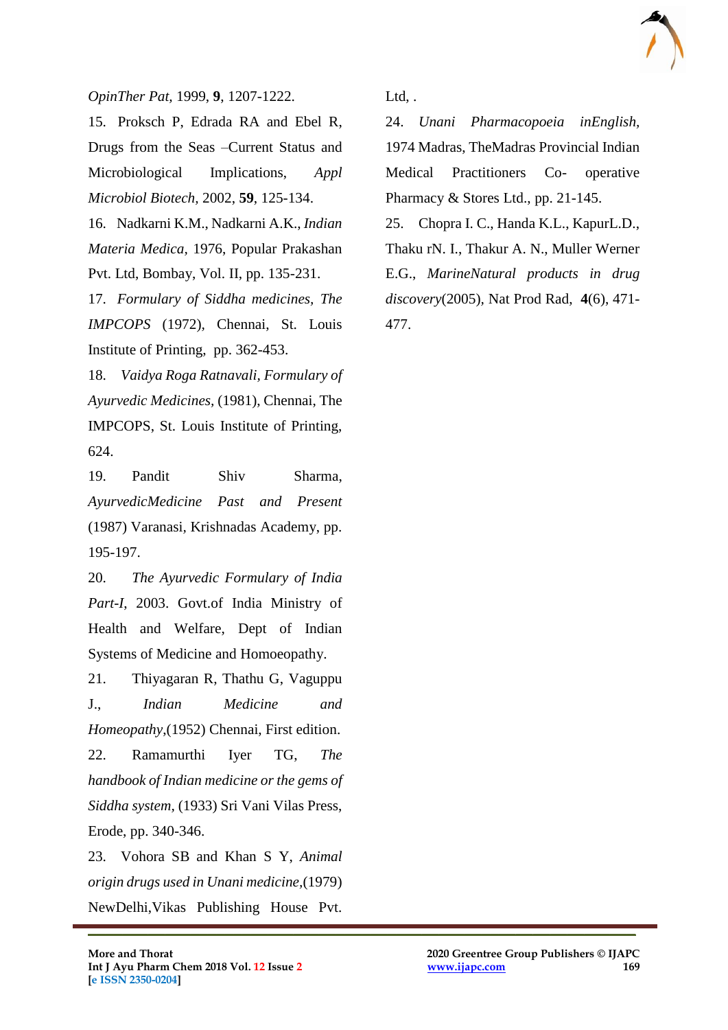*OpinTher Pat*, 1999, **9**, 1207-1222.

15. Proksch P, Edrada RA and Ebel R, Drugs from the Seas –Current Status and Microbiological Implications, *Appl Microbiol Biotech*, 2002, **59**, 125-134.

16. Nadkarni K.M., Nadkarni A.K., *Indian Materia Medica,* 1976, Popular Prakashan Pvt. Ltd, Bombay, Vol. II, pp. 135-231.

17. *Formulary of Siddha medicines, The IMPCOPS* (1972), Chennai, St. Louis Institute of Printing, pp. 362-453.

18. *Vaidya Roga Ratnavali, Formulary of Ayurvedic Medicines,* (1981), Chennai, The IMPCOPS, St. Louis Institute of Printing, 624.

19. Pandit Shiv Sharma, *AyurvedicMedicine Past and Present* (1987) Varanasi, Krishnadas Academy, pp. 195-197.

20. *The Ayurvedic Formulary of India Part-I,* 2003. Govt.of India Ministry of Health and Welfare, Dept of Indian Systems of Medicine and Homoeopathy.

21. Thiyagaran R, Thathu G, Vaguppu J., *Indian Medicine and Homeopathy,*(1952) Chennai, First edition.

22. Ramamurthi Iyer TG, *The handbook of Indian medicine or the gems of Siddha system,* (1933) Sri Vani Vilas Press, Erode, pp. 340-346.

23. Vohora SB and Khan S Y, *Animal origin drugs used in Unani medicine,*(1979) NewDelhi,Vikas Publishing House Pvt. Ltd, .

24. *Unani Pharmacopoeia inEnglish,* 1974 Madras, TheMadras Provincial Indian Medical Practitioners Co- operative Pharmacy & Stores Ltd., pp. 21-145.

25. Chopra I. C., Handa K.L., KapurL.D., Thaku rN. I., Thakur A. N., Muller Werner E.G., *MarineNatural products in drug discovery*(2005), Nat Prod Rad, **4**(6), 471-477.